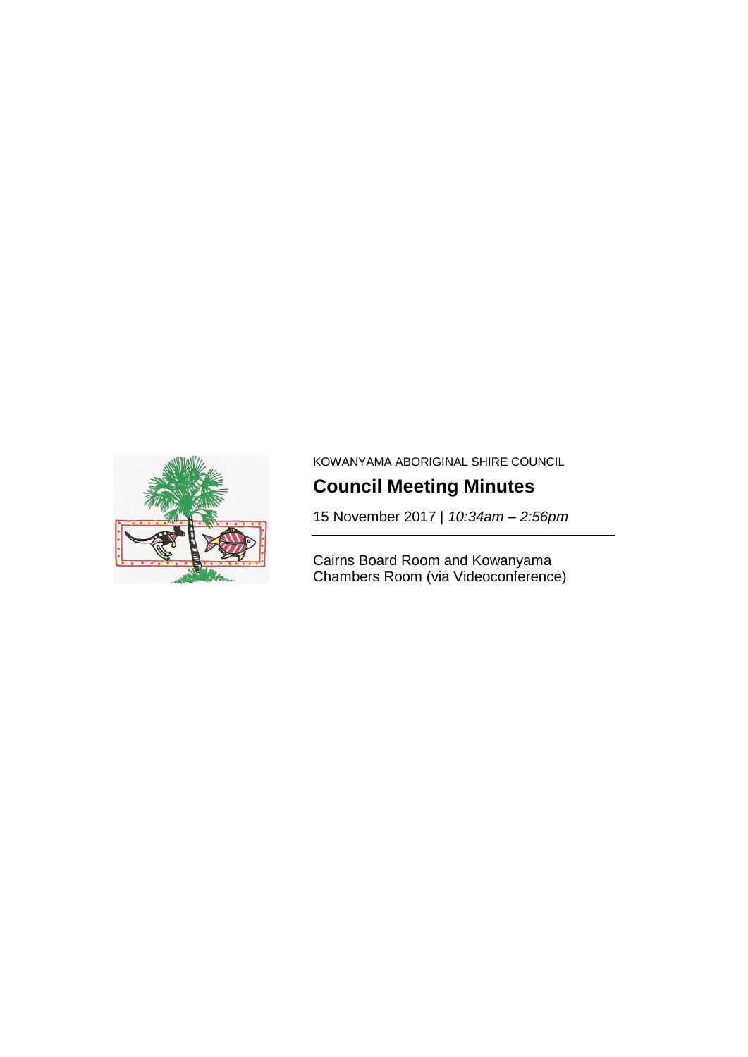KOWANYAMA ABORIGINAL SHIRE COUNCIL

# Council Meeting Minutes

15 November 2017 | *10:34am – 2:56pm*

---

Cairns Board Room and Kowanyama Chambers Room (via Videoconference)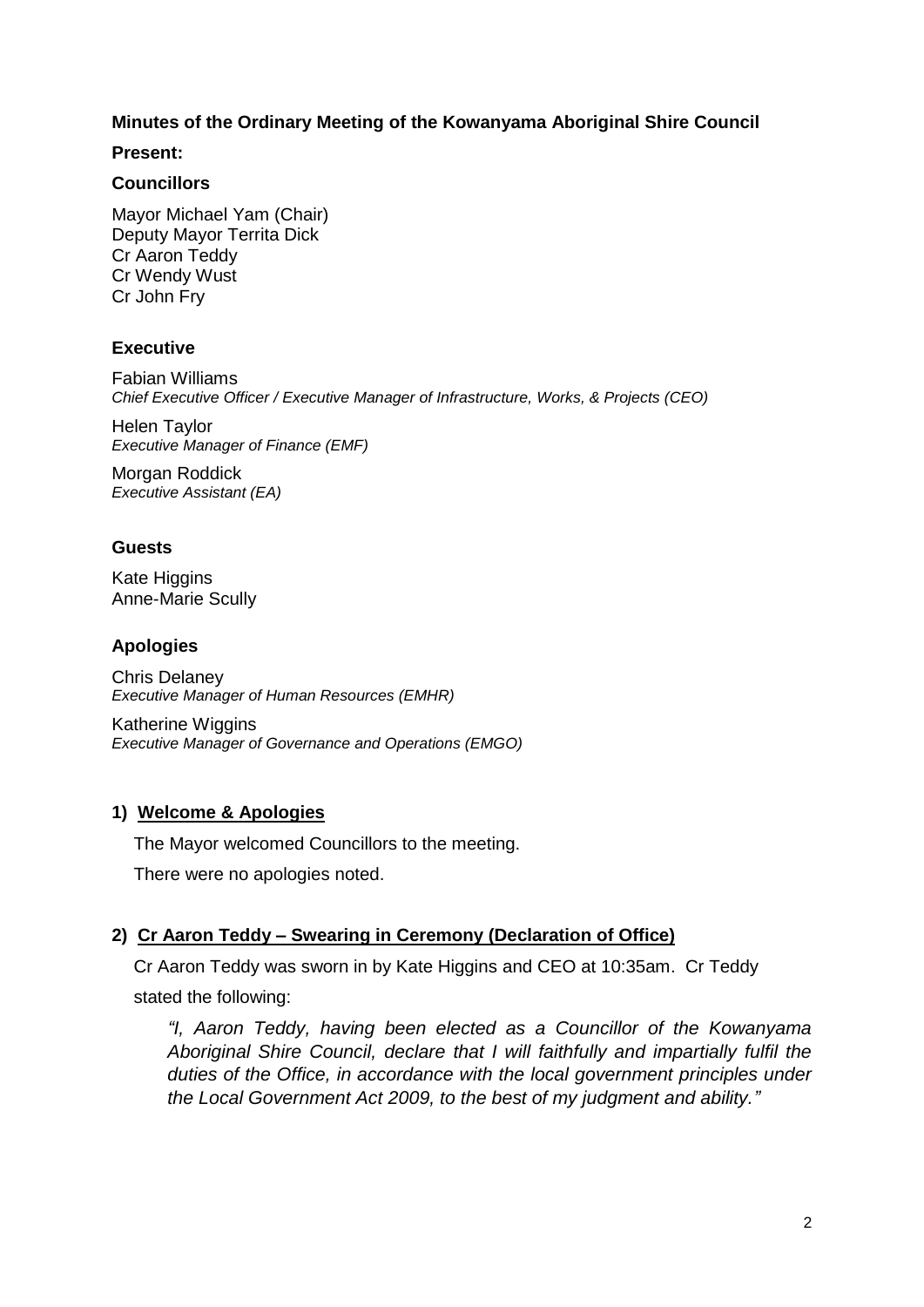**Minutes of the Ordinary Meeting of the Kowanyama Aboriginal Shire Council**

**Present:**

**Councillors**

Mayor Michael Yam (Chair)
Deputy Mayor Territa Dick
Cr Aaron Teddy
Cr Wendy Wust
Cr John Fry

**Executive**

Fabian Williams
*Chief Executive Officer / Executive Manager of Infrastructure, Works, & Projects (CEO)*

Helen Taylor
*Executive Manager of Finance (EMF)*

Morgan Roddick
*Executive Assistant (EA)*

**Guests**

Kate Higgins
Anne-Marie Scully

**Apologies**

Chris Delaney
*Executive Manager of Human Resources (EMHR)*

Katherine Wiggins
*Executive Manager of Governance and Operations (EMGO)*

**1) <u>Welcome & Apologies</u>**

The Mayor welcomed Councillors to the meeting.

There were no apologies noted.

**2) <u>Cr Aaron Teddy – Swearing in Ceremony (Declaration of Office)</u>**

Cr Aaron Teddy was sworn in by Kate Higgins and CEO at 10:35am. Cr Teddy stated the following:

> *"I, Aaron Teddy, having been elected as a Councillor of the Kowanyama Aboriginal Shire Council, declare that I will faithfully and impartially fulfil the duties of the Office, in accordance with the local government principles under the Local Government Act 2009, to the best of my judgment and ability."*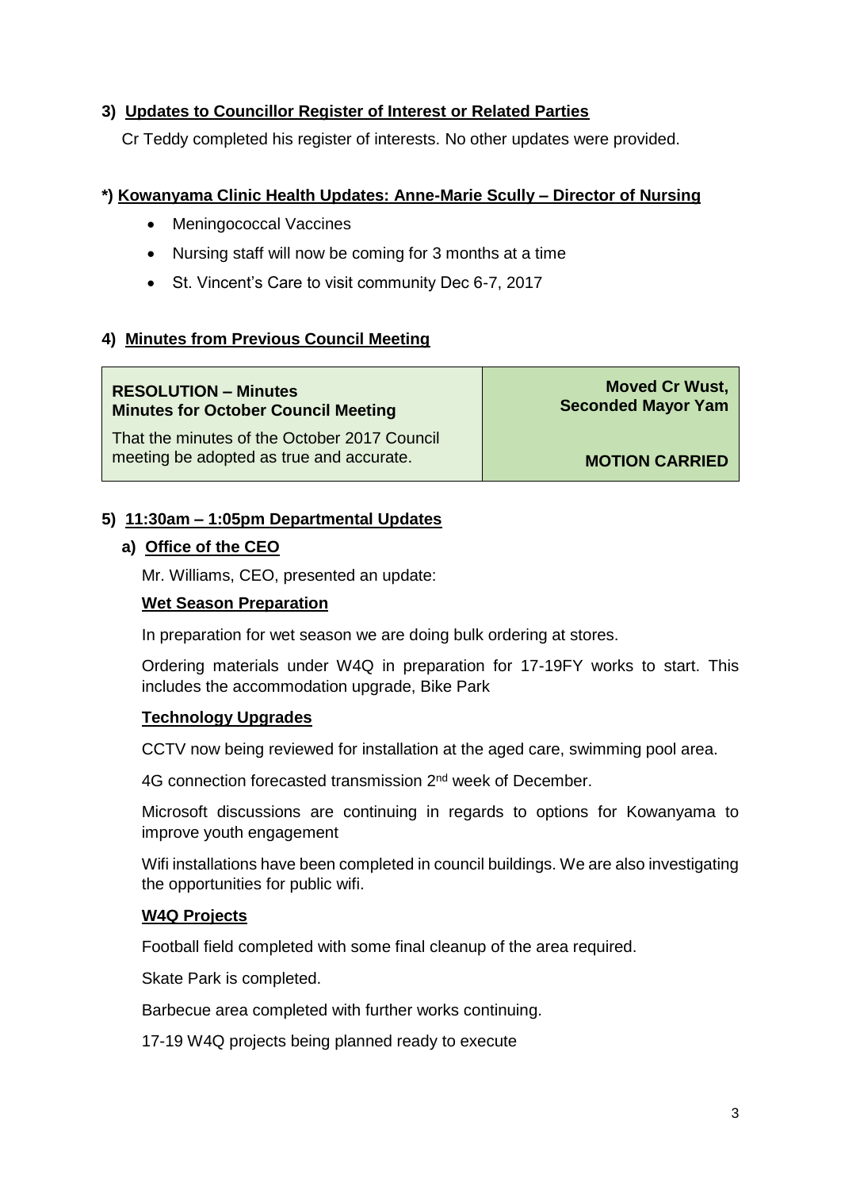## 3) Updates to Councillor Register of Interest or Related Parties

Cr Teddy completed his register of interests. No other updates were provided.

## *) Kowanyama Clinic Health Updates: Anne-Marie Scully – Director of Nursing

- Meningococcal Vaccines
- Nursing staff will now be coming for 3 months at a time
- St. Vincent's Care to visit community Dec 6-7, 2017

## 4) Minutes from Previous Council Meeting

| **RESOLUTION – Minutes**<br>**Minutes for October Council Meeting**<br>That the minutes of the October 2017 Council meeting be adopted as true and accurate. | **Moved Cr Wust,**<br>**Seconded Mayor Yam**<br><br>**MOTION CARRIED** |
|---|---|

## 5) 11:30am – 1:05pm Departmental Updates

### a) Office of the CEO

Mr. Williams, CEO, presented an update:

**Wet Season Preparation**

In preparation for wet season we are doing bulk ordering at stores.

Ordering materials under W4Q in preparation for 17-19FY works to start. This includes the accommodation upgrade, Bike Park

**Technology Upgrades**

CCTV now being reviewed for installation at the aged care, swimming pool area.

4G connection forecasted transmission 2nd week of December.

Microsoft discussions are continuing in regards to options for Kowanyama to improve youth engagement

Wifi installations have been completed in council buildings. We are also investigating the opportunities for public wifi.

**W4Q Projects**

Football field completed with some final cleanup of the area required.

Skate Park is completed.

Barbecue area completed with further works continuing.

17-19 W4Q projects being planned ready to execute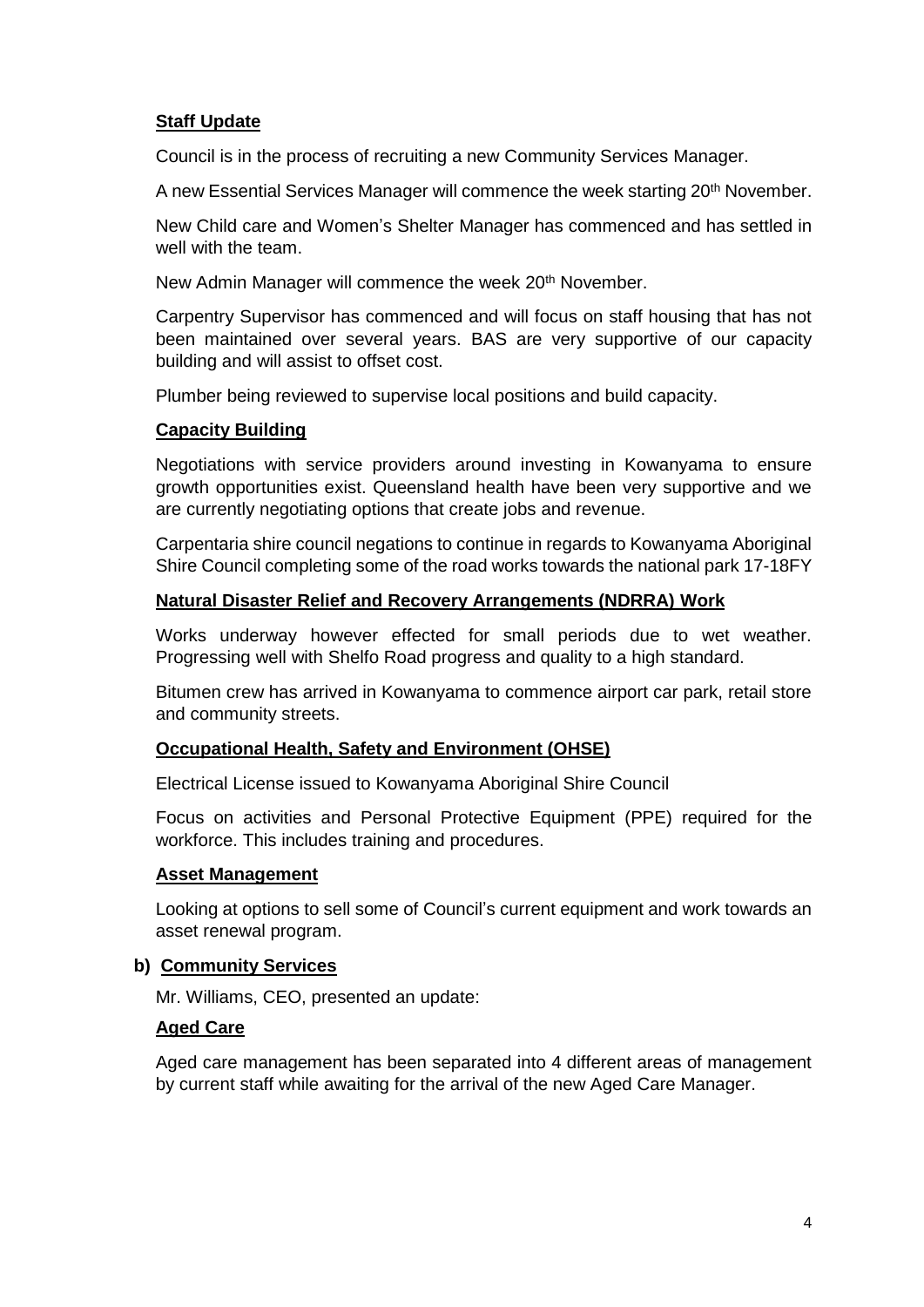**Staff Update**

Council is in the process of recruiting a new Community Services Manager.

A new Essential Services Manager will commence the week starting 20th November.

New Child care and Women's Shelter Manager has commenced and has settled in well with the team.

New Admin Manager will commence the week 20th November.

Carpentry Supervisor has commenced and will focus on staff housing that has not been maintained over several years. BAS are very supportive of our capacity building and will assist to offset cost.

Plumber being reviewed to supervise local positions and build capacity.

**Capacity Building**

Negotiations with service providers around investing in Kowanyama to ensure growth opportunities exist. Queensland health have been very supportive and we are currently negotiating options that create jobs and revenue.

Carpentaria shire council negations to continue in regards to Kowanyama Aboriginal Shire Council completing some of the road works towards the national park 17-18FY

**Natural Disaster Relief and Recovery Arrangements (NDRRA) Work**

Works underway however effected for small periods due to wet weather. Progressing well with Shelfo Road progress and quality to a high standard.

Bitumen crew has arrived in Kowanyama to commence airport car park, retail store and community streets.

**Occupational Health, Safety and Environment (OHSE)**

Electrical License issued to Kowanyama Aboriginal Shire Council

Focus on activities and Personal Protective Equipment (PPE) required for the workforce. This includes training and procedures.

**Asset Management**

Looking at options to sell some of Council's current equipment and work towards an asset renewal program.

**b) Community Services**

Mr. Williams, CEO, presented an update:

**Aged Care**

Aged care management has been separated into 4 different areas of management by current staff while awaiting for the arrival of the new Aged Care Manager.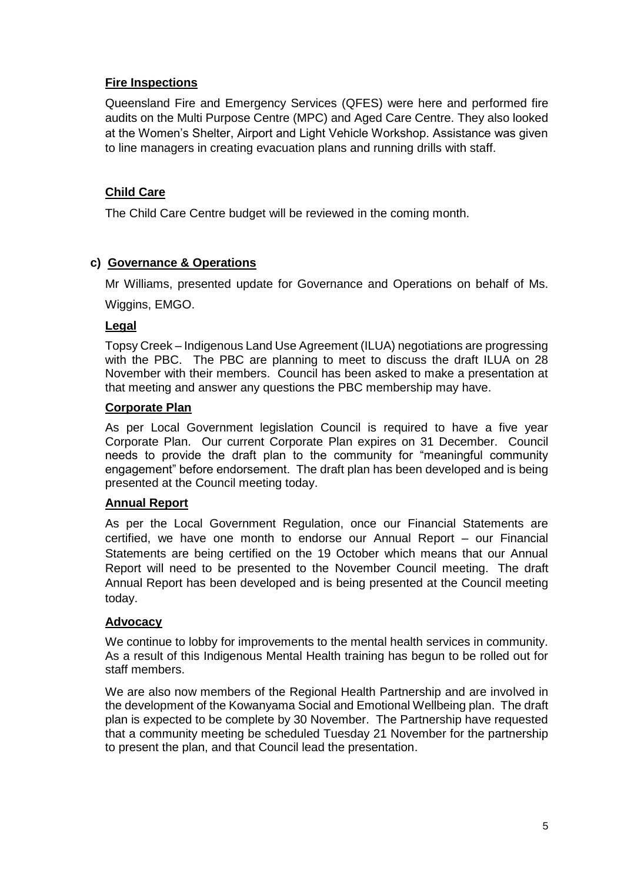**Fire Inspections**

Queensland Fire and Emergency Services (QFES) were here and performed fire audits on the Multi Purpose Centre (MPC) and Aged Care Centre. They also looked at the Women's Shelter, Airport and Light Vehicle Workshop. Assistance was given to line managers in creating evacuation plans and running drills with staff.

**Child Care**

The Child Care Centre budget will be reviewed in the coming month.

**c) Governance & Operations**

Mr Williams, presented update for Governance and Operations on behalf of Ms. Wiggins, EMGO.

**Legal**

Topsy Creek – Indigenous Land Use Agreement (ILUA) negotiations are progressing with the PBC. The PBC are planning to meet to discuss the draft ILUA on 28 November with their members. Council has been asked to make a presentation at that meeting and answer any questions the PBC membership may have.

**Corporate Plan**

As per Local Government legislation Council is required to have a five year Corporate Plan. Our current Corporate Plan expires on 31 December. Council needs to provide the draft plan to the community for "meaningful community engagement" before endorsement. The draft plan has been developed and is being presented at the Council meeting today.

**Annual Report**

As per the Local Government Regulation, once our Financial Statements are certified, we have one month to endorse our Annual Report – our Financial Statements are being certified on the 19 October which means that our Annual Report will need to be presented to the November Council meeting. The draft Annual Report has been developed and is being presented at the Council meeting today.

**Advocacy**

We continue to lobby for improvements to the mental health services in community. As a result of this Indigenous Mental Health training has begun to be rolled out for staff members.

We are also now members of the Regional Health Partnership and are involved in the development of the Kowanyama Social and Emotional Wellbeing plan. The draft plan is expected to be complete by 30 November. The Partnership have requested that a community meeting be scheduled Tuesday 21 November for the partnership to present the plan, and that Council lead the presentation.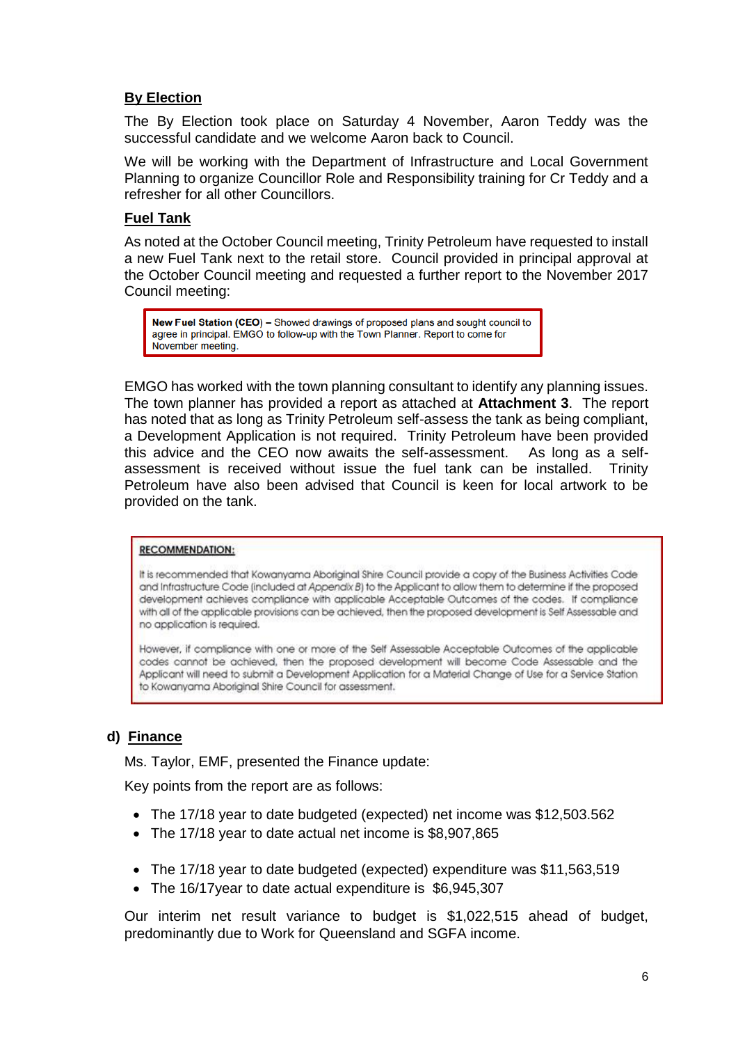**By Election**

The By Election took place on Saturday 4 November, Aaron Teddy was the successful candidate and we welcome Aaron back to Council.

We will be working with the Department of Infrastructure and Local Government Planning to organize Councillor Role and Responsibility training for Cr Teddy and a refresher for all other Councillors.

**Fuel Tank**

As noted at the October Council meeting, Trinity Petroleum have requested to install a new Fuel Tank next to the retail store. Council provided in principal approval at the October Council meeting and requested a further report to the November 2017 Council meeting:

> **New Fuel Station (CEO) –** Showed drawings of proposed plans and sought council to agree in principal. EMGO to follow-up with the Town Planner. Report to come for November meeting.

EMGO has worked with the town planning consultant to identify any planning issues. The town planner has provided a report as attached at **Attachment 3**. The report has noted that as long as Trinity Petroleum self-assess the tank as being compliant, a Development Application is not required. Trinity Petroleum have been provided this advice and the CEO now awaits the self-assessment. As long as a self-assessment is received without issue the fuel tank can be installed. Trinity Petroleum have also been advised that Council is keen for local artwork to be provided on the tank.

> **RECOMMENDATION:**
>
> It is recommended that Kowanyama Aboriginal Shire Council provide a copy of the Business Activities Code and Infrastructure Code (included at *Appendix B*) to the Applicant to allow them to determine if the proposed development achieves compliance with applicable Acceptable Outcomes of the codes. If compliance with all of the applicable provisions can be achieved, then the proposed development is Self Assessable and no application is required.
>
> However, if compliance with one or more of the Self Assessable Acceptable Outcomes of the applicable codes cannot be achieved, then the proposed development will become Code Assessable and the Applicant will need to submit a Development Application for a Material Change of Use for a Service Station to Kowanyama Aboriginal Shire Council for assessment.

**d) Finance**

Ms. Taylor, EMF, presented the Finance update:

Key points from the report are as follows:

- The 17/18 year to date budgeted (expected) net income was $12,503.562
- The 17/18 year to date actual net income is $8,907,865

- The 17/18 year to date budgeted (expected) expenditure was $11,563,519
- The 16/17year to date actual expenditure is $6,945,307

Our interim net result variance to budget is $1,022,515 ahead of budget, predominantly due to Work for Queensland and SGFA income.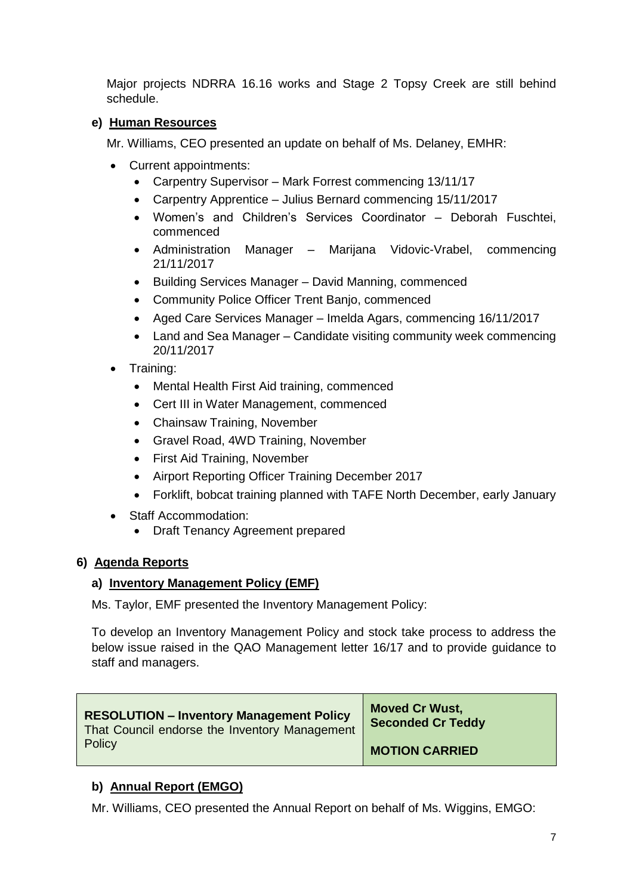Major projects NDRRA 16.16 works and Stage 2 Topsy Creek are still behind schedule.

### e) Human Resources

Mr. Williams, CEO presented an update on behalf of Ms. Delaney, EMHR:

- Current appointments:
  - Carpentry Supervisor – Mark Forrest commencing 13/11/17
  - Carpentry Apprentice – Julius Bernard commencing 15/11/2017
  - Women's and Children's Services Coordinator – Deborah Fuschtei, commenced
  - Administration Manager – Marijana Vidovic-Vrabel, commencing 21/11/2017
  - Building Services Manager – David Manning, commenced
  - Community Police Officer Trent Banjo, commenced
  - Aged Care Services Manager – Imelda Agars, commencing 16/11/2017
  - Land and Sea Manager – Candidate visiting community week commencing 20/11/2017
- Training:
  - Mental Health First Aid training, commenced
  - Cert III in Water Management, commenced
  - Chainsaw Training, November
  - Gravel Road, 4WD Training, November
  - First Aid Training, November
  - Airport Reporting Officer Training December 2017
  - Forklift, bobcat training planned with TAFE North December, early January
- Staff Accommodation:
  - Draft Tenancy Agreement prepared

## 6) Agenda Reports

### a) Inventory Management Policy (EMF)

Ms. Taylor, EMF presented the Inventory Management Policy:

To develop an Inventory Management Policy and stock take process to address the below issue raised in the QAO Management letter 16/17 and to provide guidance to staff and managers.

| **RESOLUTION – Inventory Management Policy** That Council endorse the Inventory Management Policy | **Moved Cr Wust, Seconded Cr Teddy** **MOTION CARRIED** |
|---|---|

### b) Annual Report (EMGO)

Mr. Williams, CEO presented the Annual Report on behalf of Ms. Wiggins, EMGO: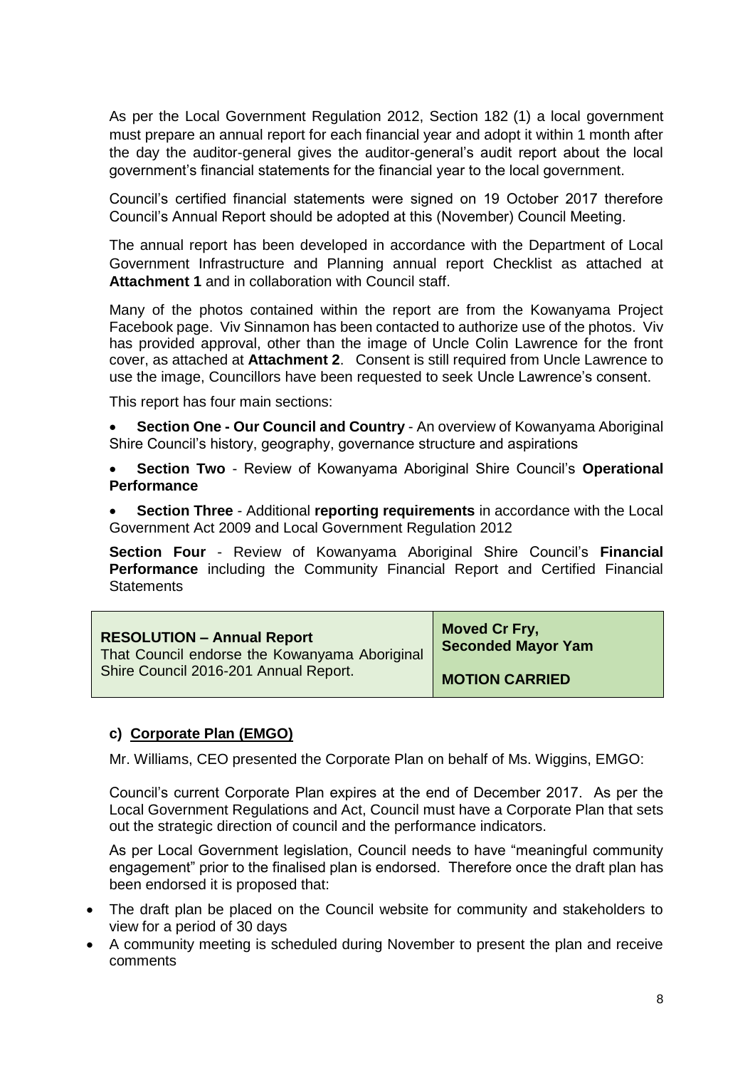As per the Local Government Regulation 2012, Section 182 (1) a local government must prepare an annual report for each financial year and adopt it within 1 month after the day the auditor-general gives the auditor-general's audit report about the local government's financial statements for the financial year to the local government.

Council's certified financial statements were signed on 19 October 2017 therefore Council's Annual Report should be adopted at this (November) Council Meeting.

The annual report has been developed in accordance with the Department of Local Government Infrastructure and Planning annual report Checklist as attached at **Attachment 1** and in collaboration with Council staff.

Many of the photos contained within the report are from the Kowanyama Project Facebook page. Viv Sinnamon has been contacted to authorize use of the photos. Viv has provided approval, other than the image of Uncle Colin Lawrence for the front cover, as attached at **Attachment 2**. Consent is still required from Uncle Lawrence to use the image, Councillors have been requested to seek Uncle Lawrence's consent.

This report has four main sections:

- **Section One - Our Council and Country** - An overview of Kowanyama Aboriginal Shire Council's history, geography, governance structure and aspirations
- **Section Two** - Review of Kowanyama Aboriginal Shire Council's **Operational Performance**
- **Section Three** - Additional **reporting requirements** in accordance with the Local Government Act 2009 and Local Government Regulation 2012

**Section Four** - Review of Kowanyama Aboriginal Shire Council's **Financial Performance** including the Community Financial Report and Certified Financial Statements

| **RESOLUTION – Annual Report**<br>That Council endorse the Kowanyama Aboriginal Shire Council 2016-201 Annual Report. | **Moved Cr Fry,**<br>**Seconded Mayor Yam**<br><br>**MOTION CARRIED** |
|---|---|

### c) Corporate Plan (EMGO)

Mr. Williams, CEO presented the Corporate Plan on behalf of Ms. Wiggins, EMGO:

Council's current Corporate Plan expires at the end of December 2017. As per the Local Government Regulations and Act, Council must have a Corporate Plan that sets out the strategic direction of council and the performance indicators.

As per Local Government legislation, Council needs to have "meaningful community engagement" prior to the finalised plan is endorsed. Therefore once the draft plan has been endorsed it is proposed that:

- The draft plan be placed on the Council website for community and stakeholders to view for a period of 30 days
- A community meeting is scheduled during November to present the plan and receive comments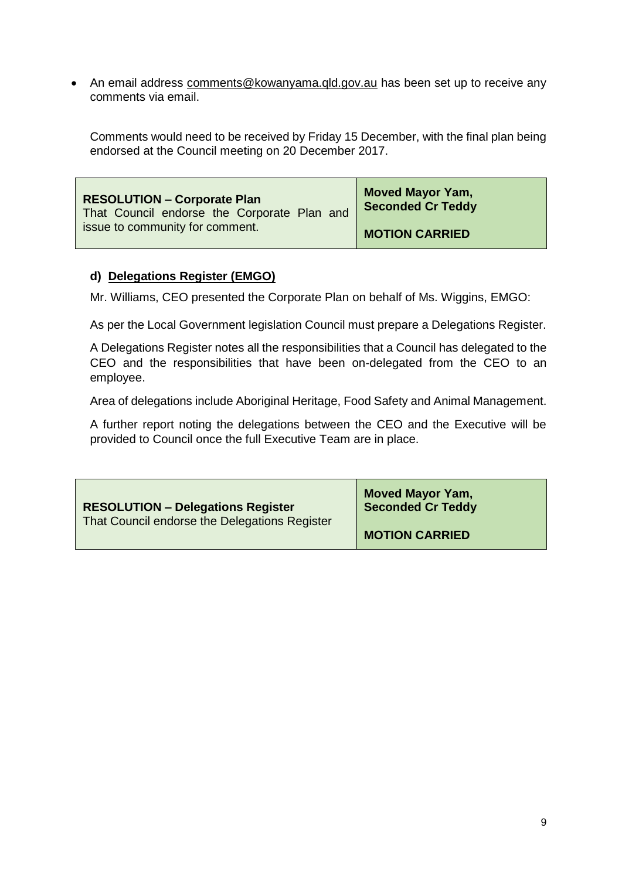- An email address comments@kowanyama.qld.gov.au has been set up to receive any comments via email.

  Comments would need to be received by Friday 15 December, with the final plan being endorsed at the Council meeting on 20 December 2017.

| **RESOLUTION – Corporate Plan**<br>That Council endorse the Corporate Plan and issue to community for comment. | **Moved Mayor Yam, Seconded Cr Teddy**<br><br>**MOTION CARRIED** |
|---|---|

### d) Delegations Register (EMGO)

Mr. Williams, CEO presented the Corporate Plan on behalf of Ms. Wiggins, EMGO:

As per the Local Government legislation Council must prepare a Delegations Register.

A Delegations Register notes all the responsibilities that a Council has delegated to the CEO and the responsibilities that have been on-delegated from the CEO to an employee.

Area of delegations include Aboriginal Heritage, Food Safety and Animal Management.

A further report noting the delegations between the CEO and the Executive will be provided to Council once the full Executive Team are in place.

| **RESOLUTION – Delegations Register**<br>That Council endorse the Delegations Register | **Moved Mayor Yam, Seconded Cr Teddy**<br><br>**MOTION CARRIED** |
|---|---|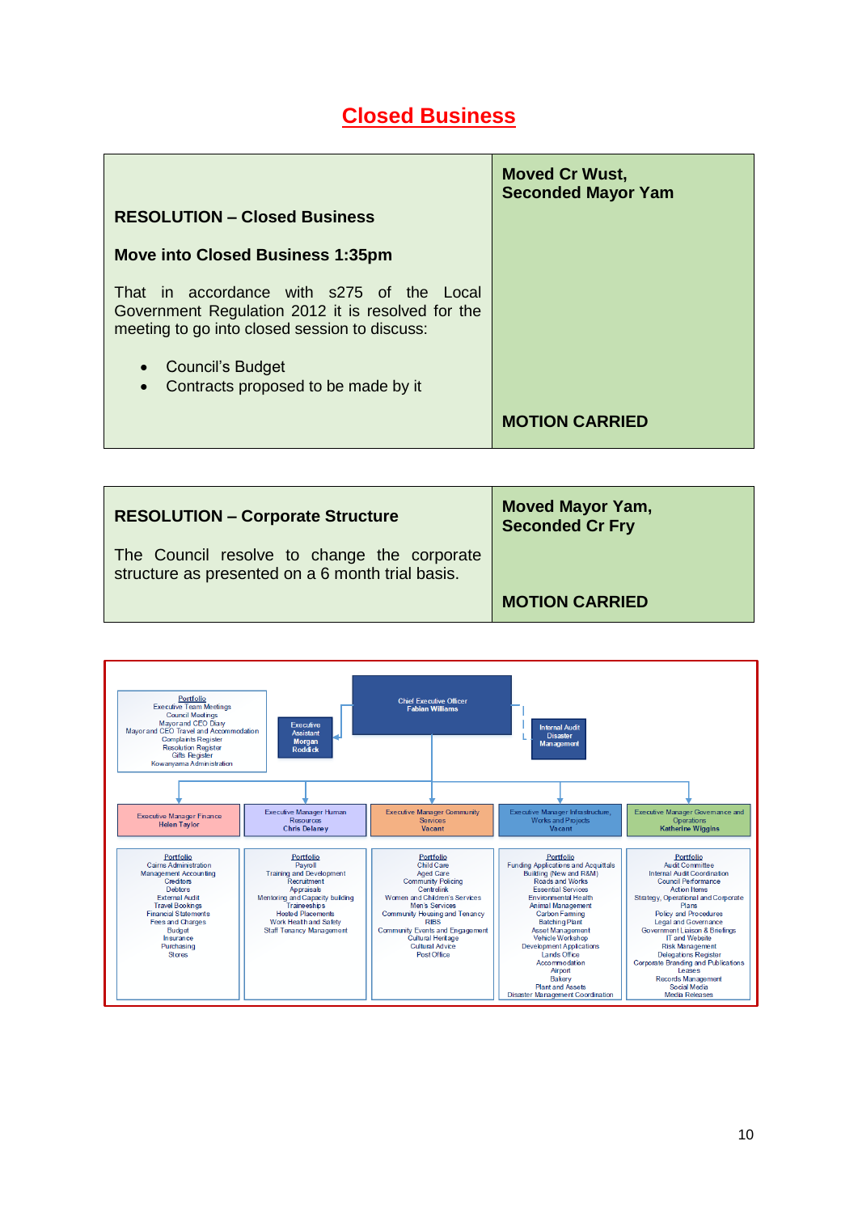# Closed Business

| RESOLUTION – Closed Business<br><br>Move into Closed Business 1:35pm<br><br>That in accordance with s275 of the Local Government Regulation 2012 it is resolved for the meeting to go into closed session to discuss:<br>• Council's Budget<br>• Contracts proposed to be made by it | Moved Cr Wust,<br>Seconded Mayor Yam<br><br>MOTION CARRIED |
|---|---|

| RESOLUTION – Corporate Structure<br><br>The Council resolve to change the corporate structure as presented on a 6 month trial basis. | Moved Mayor Yam,<br>Seconded Cr Fry<br><br>MOTION CARRIED |
|---|---|

**Chief Executive Officer**
Fabian Williams

**Portfolio**
Executive Team Meetings
Council Meetings
Mayor and CEO Diary
Mayor and CEO Travel and Accommodation
Complaints Register
Resolution Register
Gifts Register
Kowanyama Administration

**Executive Assistant**
Morgan Roddick

**Internal Audit**
**Disaster Management**

| Executive Manager Finance<br>Helen Taylor | Executive Manager Human Resources<br>Chris Delaney | Executive Manager Community Services<br>Vacant | Executive Manager Infrastructure, Works and Projects<br>Vacant | Executive Manager Governance and Operations<br>Katherine Wiggins |
|---|---|---|---|---|
| **Portfolio**<br>Cairns Administration<br>Management Accounting<br>Creditors<br>Debtors<br>External Audit<br>Travel Bookings<br>Financial Statements<br>Fees and Charges<br>Budget<br>Insurance<br>Purchasing<br>Stores | **Portfolio**<br>Payroll<br>Training and Development<br>Recruitment<br>Appraisals<br>Mentoring and Capacity building<br>Traineeships<br>Hosted Placements<br>Work Health and Safety<br>Staff Tenancy Management | **Portfolio**<br>Child Care<br>Aged Care<br>Community Policing<br>Centrelink<br>Women and Children's Services<br>Men's Services<br>Community Housing and Tenancy<br>RIBS<br>Community Events and Engagement<br>Cultural Heritage<br>Cultural Advice<br>Post Office | **Portfolio**<br>Funding Applications and Acquittals<br>Building (New and R&M)<br>Roads and Works<br>Essential Services<br>Environmental Health<br>Animal Management<br>Carbon Farming<br>Batching Plant<br>Asset Management<br>Vehicle Workshop<br>Development Applications<br>Lands Office<br>Accommodation<br>Airport<br>Bakery<br>Plant and Assets<br>Disaster Management Coordination | **Portfolio**<br>Audit Committee<br>Internal Audit Coordination<br>Council Performance<br>Action Items<br>Strategy, Operational and Corporate Plans<br>Policy and Procedures<br>Legal and Governance<br>Government Liaison & Briefings<br>IT and Website<br>Risk Management<br>Delegations Register<br>Corporate Branding and Publications<br>Leases<br>Records Management<br>Social Media<br>Media Releases |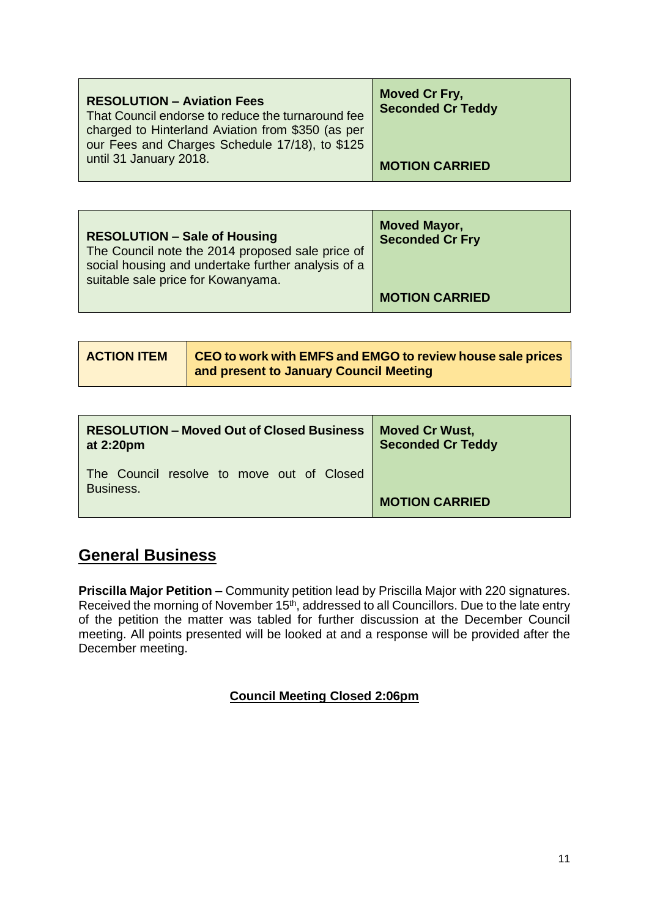| | |
|---|---|
| **RESOLUTION – Aviation Fees**<br>That Council endorse to reduce the turnaround fee charged to Hinterland Aviation from $350 (as per our Fees and Charges Schedule 17/18), to $125 until 31 January 2018. | **Moved Cr Fry,**<br>**Seconded Cr Teddy**<br><br>**MOTION CARRIED** |

| | |
|---|---|
| **RESOLUTION – Sale of Housing**<br>The Council note the 2014 proposed sale price of social housing and undertake further analysis of a suitable sale price for Kowanyama. | **Moved Mayor,**<br>**Seconded Cr Fry**<br><br>**MOTION CARRIED** |

| | |
|---|---|
| **ACTION ITEM** | **CEO to work with EMFS and EMGO to review house sale prices and present to January Council Meeting** |

| | |
|---|---|
| **RESOLUTION – Moved Out of Closed Business at 2:20pm**<br><br>The Council resolve to move out of Closed Business. | **Moved Cr Wust,**<br>**Seconded Cr Teddy**<br><br>**MOTION CARRIED** |

## General Business

**Priscilla Major Petition** – Community petition lead by Priscilla Major with 220 signatures. Received the morning of November 15th, addressed to all Councillors. Due to the late entry of the petition the matter was tabled for further discussion at the December Council meeting. All points presented will be looked at and a response will be provided after the December meeting.

**Council Meeting Closed 2:06pm**